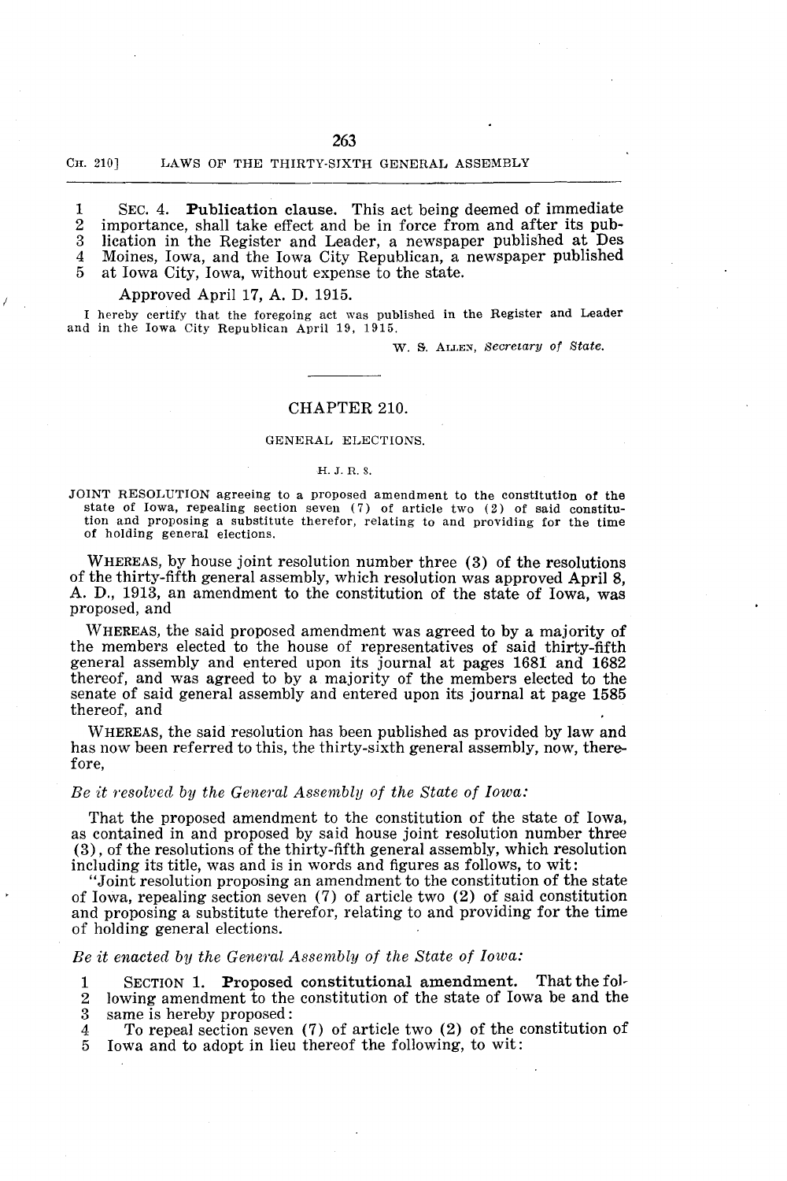1 SEC. 4. **Publication clause.** This act being deemed of immediate
2 importance, shall take effect and be in force from and after its pub-
3 lication in the Register and Leader, a newspaper published at Des
4 Moines, Iowa, and the Iowa City Republican, a newspaper published
5 at Iowa City, Iowa, without expense to the state.

Approved April 17, A. D. 1915.

I hereby certify that the foregoing act was published in the Register and Leader and in the Iowa City Republican April 19, 1915.

W. S. ALLEN, *Secretary of State.*

---

## CHAPTER 210.

### GENERAL ELECTIONS.

H. J. R. 8.

JOINT RESOLUTION agreeing to a proposed amendment to the constitution of the state of Iowa, repealing section seven (7) of article two (2) of said constitution and proposing a substitute therefor, relating to and providing for the time of holding general elections.

WHEREAS, by house joint resolution number three (3) of the resolutions of the thirty-fifth general assembly, which resolution was approved April 8, A. D., 1913, an amendment to the constitution of the state of Iowa, was proposed, and

WHEREAS, the said proposed amendment was agreed to by a majority of the members elected to the house of representatives of said thirty-fifth general assembly and entered upon its journal at pages 1681 and 1682 thereof, and was agreed to by a majority of the members elected to the senate of said general assembly and entered upon its journal at page 1585 thereof, and

WHEREAS, the said resolution has been published as provided by law and has now been referred to this, the thirty-sixth general assembly, now, therefore,

*Be it resolved by the General Assembly of the State of Iowa:*

That the proposed amendment to the constitution of the state of Iowa, as contained in and proposed by said house joint resolution number three (3), of the resolutions of the thirty-fifth general assembly, which resolution including its title, was and is in words and figures as follows, to wit:

"Joint resolution proposing an amendment to the constitution of the state of Iowa, repealing section seven (7) of article two (2) of said constitution and proposing a substitute therefor, relating to and providing for the time of holding general elections.

*Be it enacted by the General Assembly of the State of Iowa:*

1 SECTION 1. **Proposed constitutional amendment.** That the fol-
2 lowing amendment to the constitution of the state of Iowa be and the
3 same is hereby proposed:
4 To repeal section seven (7) of article two (2) of the constitution of
5 Iowa and to adopt in lieu thereof the following, to wit: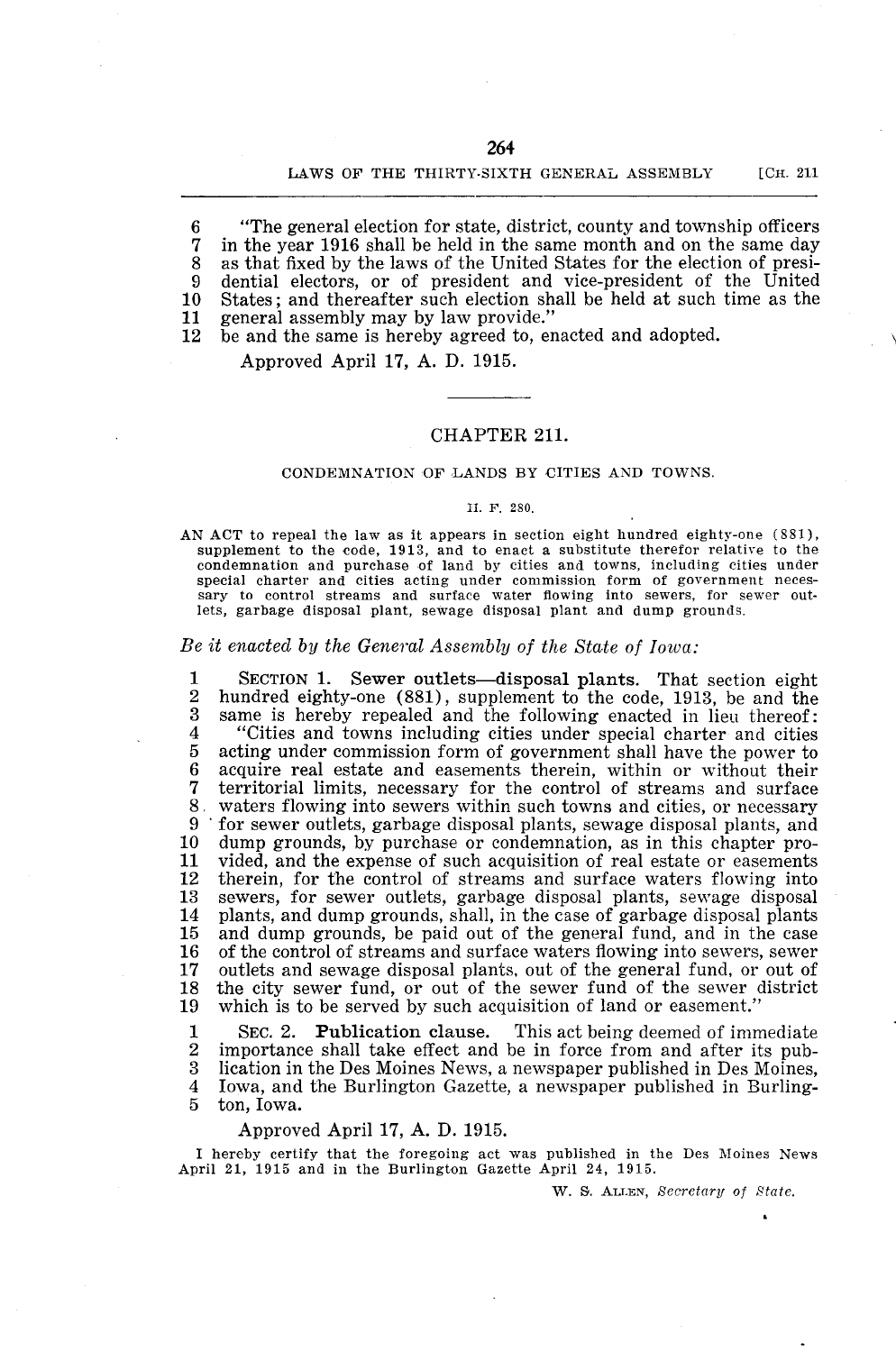"The general election for state, district, county and township officers in the year 1916 shall be held in the same month and on the same day as that fixed by the laws of the United States for the election of presidential electors, or of president and vice-president of the United States; and thereafter such election shall be held at such time as the general assembly may by law provide."
be and the same is hereby agreed to, enacted and adopted.

Approved April 17, A. D. 1915.

---

## CHAPTER 211.

### CONDEMNATION OF LANDS BY CITIES AND TOWNS.

H. F. 280.

AN ACT to repeal the law as it appears in section eight hundred eighty-one (881), supplement to the code, 1913, and to enact a substitute therefor relative to the condemnation and purchase of land by cities and towns, including cities under special charter and cities acting under commission form of government necessary to control streams and surface water flowing into sewers, for sewer outlets, garbage disposal plant, sewage disposal plant and dump grounds.

*Be it enacted by the General Assembly of the State of Iowa:*

SECTION 1. **Sewer outlets—disposal plants.** That section eight hundred eighty-one (881), supplement to the code, 1913, be and the same is hereby repealed and the following enacted in lieu thereof:
"Cities and towns including cities under special charter and cities acting under commission form of government shall have the power to acquire real estate and easements therein, within or without their territorial limits, necessary for the control of streams and surface waters flowing into sewers within such towns and cities, or necessary for sewer outlets, garbage disposal plants, sewage disposal plants, and dump grounds, by purchase or condemnation, as in this chapter provided, and the expense of such acquisition of real estate or easements therein, for the control of streams and surface waters flowing into sewers, for sewer outlets, garbage disposal plants, sewage disposal plants, and dump grounds, shall, in the case of garbage disposal plants and dump grounds, be paid out of the general fund, and in the case of the control of streams and surface waters flowing into sewers, sewer outlets and sewage disposal plants, out of the general fund, or out of the city sewer fund, or out of the sewer fund of the sewer district which is to be served by such acquisition of land or easement."

SEC. 2. **Publication clause.** This act being deemed of immediate importance shall take effect and be in force from and after its publication in the Des Moines News, a newspaper published in Des Moines, Iowa, and the Burlington Gazette, a newspaper published in Burlington, Iowa.

Approved April 17, A. D. 1915.

I hereby certify that the foregoing act was published in the Des Moines News April 21, 1915 and in the Burlington Gazette April 24, 1915.

W. S. ALLEN, *Secretary of State.*